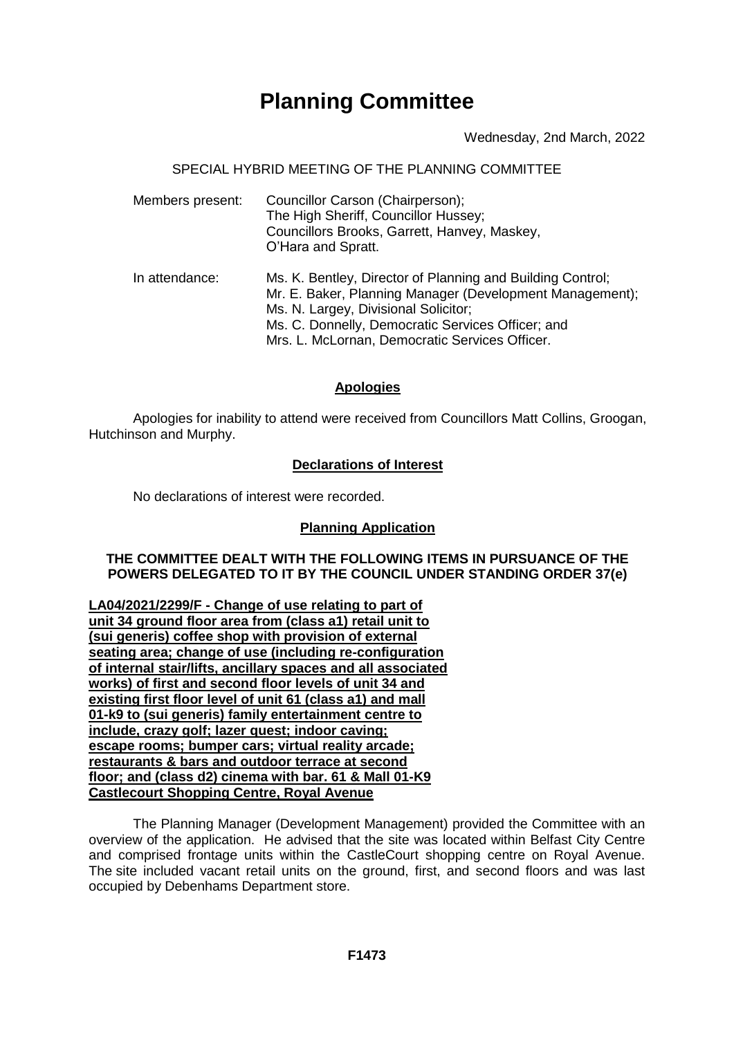# Planning Committee

Wednesday, 2nd March, 2022

SPECIAL HYBRID MEETING OF THE PLANNING COMMITTEE

| | |
|---|---|
| Members present: | Councillor Carson (Chairperson); The High Sheriff, Councillor Hussey; Councillors Brooks, Garrett, Hanvey, Maskey, O'Hara and Spratt. |
| In attendance: | Ms. K. Bentley, Director of Planning and Building Control; Mr. E. Baker, Planning Manager (Development Management); Ms. N. Largey, Divisional Solicitor; Ms. C. Donnelly, Democratic Services Officer; and Mrs. L. McLornan, Democratic Services Officer. |

## Apologies

Apologies for inability to attend were received from Councillors Matt Collins, Groogan, Hutchinson and Murphy.

## Declarations of Interest

No declarations of interest were recorded.

## Planning Application

**THE COMMITTEE DEALT WITH THE FOLLOWING ITEMS IN PURSUANCE OF THE POWERS DELEGATED TO IT BY THE COUNCIL UNDER STANDING ORDER 37(e)**

**LA04/2021/2299/F - Change of use relating to part of unit 34 ground floor area from (class a1) retail unit to (sui generis) coffee shop with provision of external seating area; change of use (including re-configuration of internal stair/lifts, ancillary spaces and all associated works) of first and second floor levels of unit 34 and existing first floor level of unit 61 (class a1) and mall 01-k9 to (sui generis) family entertainment centre to include, crazy golf; lazer quest; indoor caving; escape rooms; bumper cars; virtual reality arcade; restaurants & bars and outdoor terrace at second floor; and (class d2) cinema with bar. 61 & Mall 01-K9 Castlecourt Shopping Centre, Royal Avenue**

The Planning Manager (Development Management) provided the Committee with an overview of the application. He advised that the site was located within Belfast City Centre and comprised frontage units within the CastleCourt shopping centre on Royal Avenue. The site included vacant retail units on the ground, first, and second floors and was last occupied by Debenhams Department store.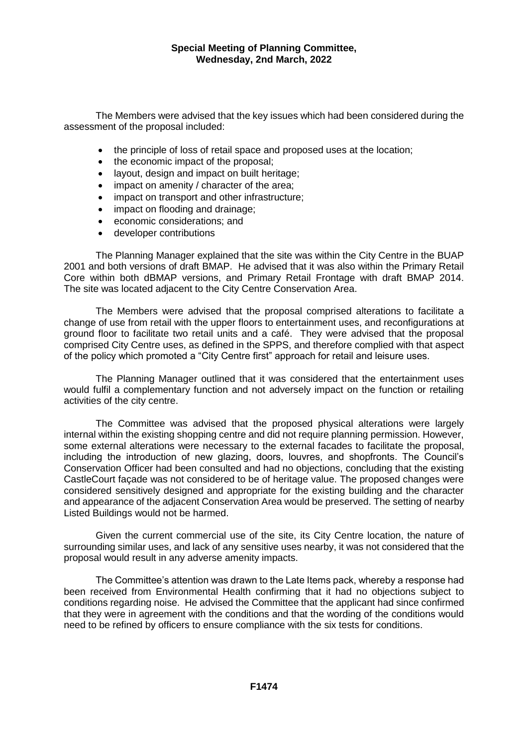The Members were advised that the key issues which had been considered during the assessment of the proposal included:

- the principle of loss of retail space and proposed uses at the location;
- the economic impact of the proposal;
- layout, design and impact on built heritage;
- impact on amenity / character of the area;
- impact on transport and other infrastructure;
- impact on flooding and drainage;
- economic considerations; and
- developer contributions

The Planning Manager explained that the site was within the City Centre in the BUAP 2001 and both versions of draft BMAP. He advised that it was also within the Primary Retail Core within both dBMAP versions, and Primary Retail Frontage with draft BMAP 2014. The site was located adjacent to the City Centre Conservation Area.

The Members were advised that the proposal comprised alterations to facilitate a change of use from retail with the upper floors to entertainment uses, and reconfigurations at ground floor to facilitate two retail units and a café. They were advised that the proposal comprised City Centre uses, as defined in the SPPS, and therefore complied with that aspect of the policy which promoted a "City Centre first" approach for retail and leisure uses.

The Planning Manager outlined that it was considered that the entertainment uses would fulfil a complementary function and not adversely impact on the function or retailing activities of the city centre.

The Committee was advised that the proposed physical alterations were largely internal within the existing shopping centre and did not require planning permission. However, some external alterations were necessary to the external facades to facilitate the proposal, including the introduction of new glazing, doors, louvres, and shopfronts. The Council's Conservation Officer had been consulted and had no objections, concluding that the existing CastleCourt façade was not considered to be of heritage value. The proposed changes were considered sensitively designed and appropriate for the existing building and the character and appearance of the adjacent Conservation Area would be preserved. The setting of nearby Listed Buildings would not be harmed.

Given the current commercial use of the site, its City Centre location, the nature of surrounding similar uses, and lack of any sensitive uses nearby, it was not considered that the proposal would result in any adverse amenity impacts.

The Committee's attention was drawn to the Late Items pack, whereby a response had been received from Environmental Health confirming that it had no objections subject to conditions regarding noise. He advised the Committee that the applicant had since confirmed that they were in agreement with the conditions and that the wording of the conditions would need to be refined by officers to ensure compliance with the six tests for conditions.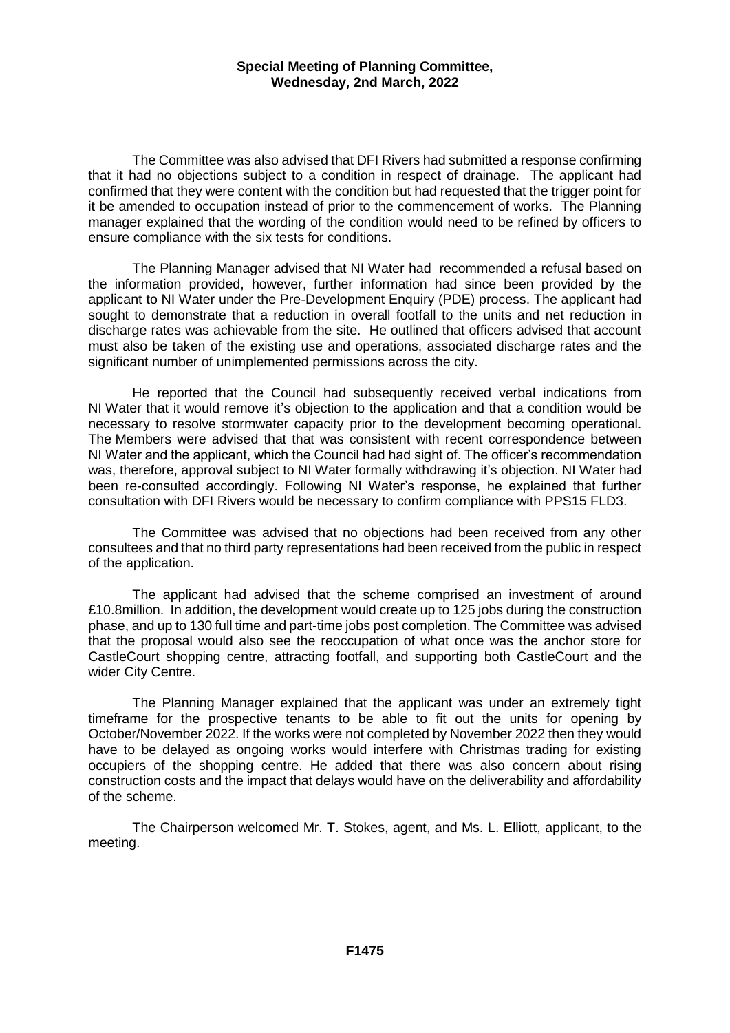The Committee was also advised that DFI Rivers had submitted a response confirming that it had no objections subject to a condition in respect of drainage. The applicant had confirmed that they were content with the condition but had requested that the trigger point for it be amended to occupation instead of prior to the commencement of works. The Planning manager explained that the wording of the condition would need to be refined by officers to ensure compliance with the six tests for conditions.

The Planning Manager advised that NI Water had recommended a refusal based on the information provided, however, further information had since been provided by the applicant to NI Water under the Pre-Development Enquiry (PDE) process. The applicant had sought to demonstrate that a reduction in overall footfall to the units and net reduction in discharge rates was achievable from the site. He outlined that officers advised that account must also be taken of the existing use and operations, associated discharge rates and the significant number of unimplemented permissions across the city.

He reported that the Council had subsequently received verbal indications from NI Water that it would remove it's objection to the application and that a condition would be necessary to resolve stormwater capacity prior to the development becoming operational. The Members were advised that that was consistent with recent correspondence between NI Water and the applicant, which the Council had had sight of. The officer's recommendation was, therefore, approval subject to NI Water formally withdrawing it's objection. NI Water had been re-consulted accordingly. Following NI Water's response, he explained that further consultation with DFI Rivers would be necessary to confirm compliance with PPS15 FLD3.

The Committee was advised that no objections had been received from any other consultees and that no third party representations had been received from the public in respect of the application.

The applicant had advised that the scheme comprised an investment of around £10.8million. In addition, the development would create up to 125 jobs during the construction phase, and up to 130 full time and part-time jobs post completion. The Committee was advised that the proposal would also see the reoccupation of what once was the anchor store for CastleCourt shopping centre, attracting footfall, and supporting both CastleCourt and the wider City Centre.

The Planning Manager explained that the applicant was under an extremely tight timeframe for the prospective tenants to be able to fit out the units for opening by October/November 2022. If the works were not completed by November 2022 then they would have to be delayed as ongoing works would interfere with Christmas trading for existing occupiers of the shopping centre. He added that there was also concern about rising construction costs and the impact that delays would have on the deliverability and affordability of the scheme.

The Chairperson welcomed Mr. T. Stokes, agent, and Ms. L. Elliott, applicant, to the meeting.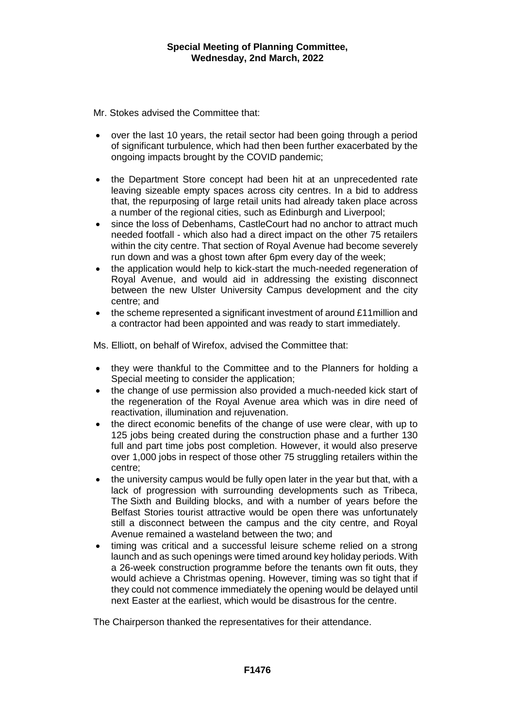Mr. Stokes advised the Committee that:

- over the last 10 years, the retail sector had been going through a period of significant turbulence, which had then been further exacerbated by the ongoing impacts brought by the COVID pandemic;
- the Department Store concept had been hit at an unprecedented rate leaving sizeable empty spaces across city centres. In a bid to address that, the repurposing of large retail units had already taken place across a number of the regional cities, such as Edinburgh and Liverpool;
- since the loss of Debenhams, CastleCourt had no anchor to attract much needed footfall - which also had a direct impact on the other 75 retailers within the city centre. That section of Royal Avenue had become severely run down and was a ghost town after 6pm every day of the week;
- the application would help to kick-start the much-needed regeneration of Royal Avenue, and would aid in addressing the existing disconnect between the new Ulster University Campus development and the city centre; and
- the scheme represented a significant investment of around £11million and a contractor had been appointed and was ready to start immediately.

Ms. Elliott, on behalf of Wirefox, advised the Committee that:

- they were thankful to the Committee and to the Planners for holding a Special meeting to consider the application;
- the change of use permission also provided a much-needed kick start of the regeneration of the Royal Avenue area which was in dire need of reactivation, illumination and rejuvenation.
- the direct economic benefits of the change of use were clear, with up to 125 jobs being created during the construction phase and a further 130 full and part time jobs post completion. However, it would also preserve over 1,000 jobs in respect of those other 75 struggling retailers within the centre;
- the university campus would be fully open later in the year but that, with a lack of progression with surrounding developments such as Tribeca, The Sixth and Building blocks, and with a number of years before the Belfast Stories tourist attractive would be open there was unfortunately still a disconnect between the campus and the city centre, and Royal Avenue remained a wasteland between the two; and
- timing was critical and a successful leisure scheme relied on a strong launch and as such openings were timed around key holiday periods. With a 26-week construction programme before the tenants own fit outs, they would achieve a Christmas opening. However, timing was so tight that if they could not commence immediately the opening would be delayed until next Easter at the earliest, which would be disastrous for the centre.

The Chairperson thanked the representatives for their attendance.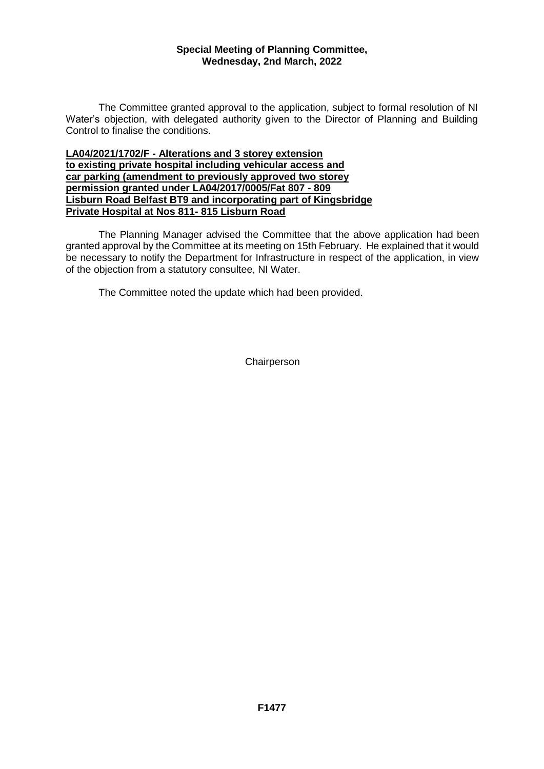The Committee granted approval to the application, subject to formal resolution of NI Water's objection, with delegated authority given to the Director of Planning and Building Control to finalise the conditions.

**LA04/2021/1702/F - Alterations and 3 storey extension to existing private hospital including vehicular access and car parking (amendment to previously approved two storey permission granted under LA04/2017/0005/Fat 807 - 809 Lisburn Road Belfast BT9 and incorporating part of Kingsbridge Private Hospital at Nos 811- 815 Lisburn Road**

The Planning Manager advised the Committee that the above application had been granted approval by the Committee at its meeting on 15th February. He explained that it would be necessary to notify the Department for Infrastructure in respect of the application, in view of the objection from a statutory consultee, NI Water.

The Committee noted the update which had been provided.

Chairperson